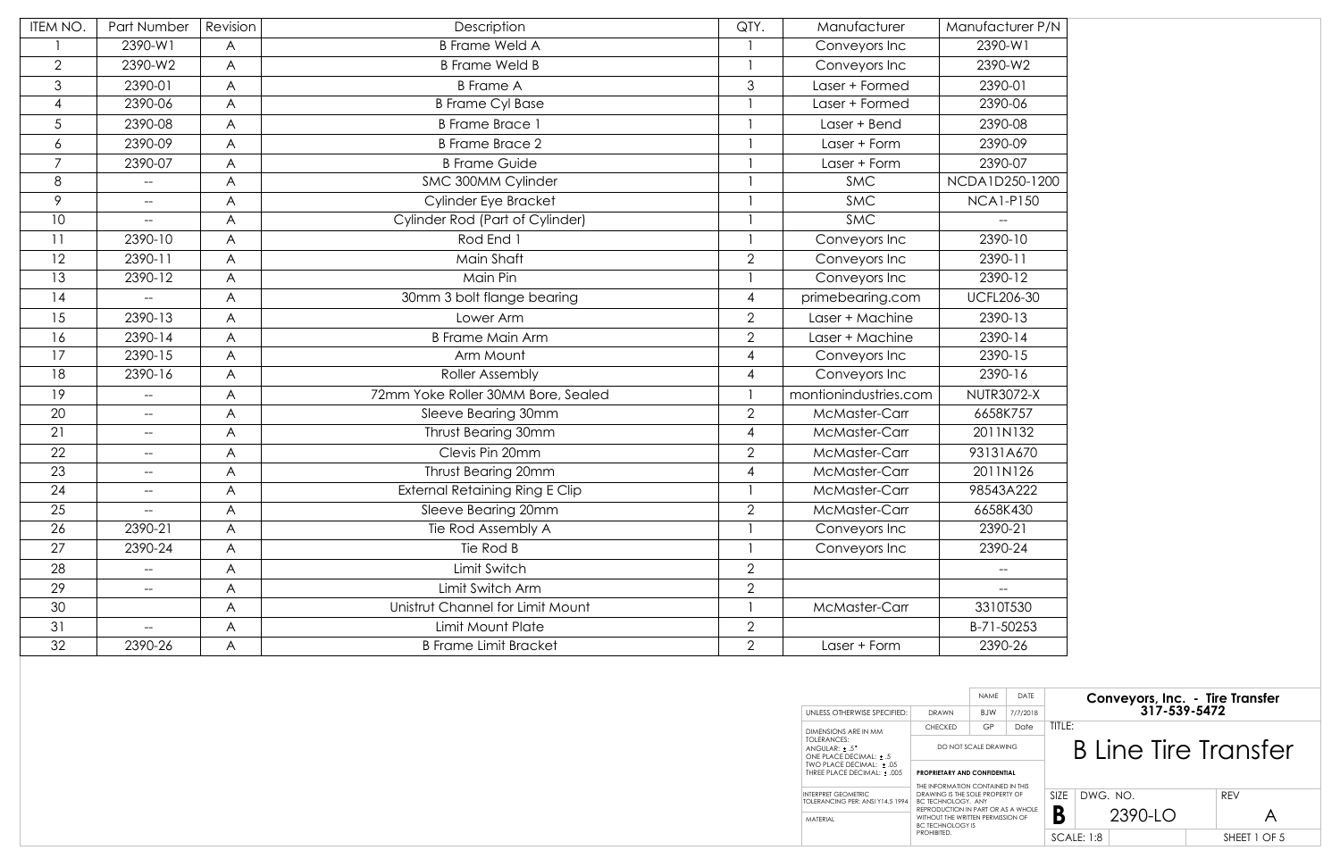| ITEM NO. | Part Number | Revision | Description | QTY. | Manufacturer | Manufacturer P/N |
|---|---|---|---|---|---|---|
| 1 | 2390-W1 | A | B Frame Weld A | 1 | Conveyors Inc | 2390-W1 |
| 2 | 2390-W2 | A | B Frame Weld B | 1 | Conveyors Inc | 2390-W2 |
| 3 | 2390-01 | A | B Frame A | 3 | Laser + Formed | 2390-01 |
| 4 | 2390-06 | A | B Frame Cyl Base | 1 | Laser + Formed | 2390-06 |
| 5 | 2390-08 | A | B Frame Brace 1 | 1 | Laser + Bend | 2390-08 |
| 6 | 2390-09 | A | B Frame Brace 2 | 1 | Laser + Form | 2390-09 |
| 7 | 2390-07 | A | B Frame Guide | 1 | Laser + Form | 2390-07 |
| 8 | -- | A | SMC 300MM Cylinder | 1 | SMC | NCDA1D250-1200 |
| 9 | -- | A | Cylinder Eye Bracket | 1 | SMC | NCA1-P150 |
| 10 | -- | A | Cylinder Rod (Part of Cylinder) | 1 | SMC | -- |
| 11 | 2390-10 | A | Rod End 1 | 1 | Conveyors Inc | 2390-10 |
| 12 | 2390-11 | A | Main Shaft | 2 | Conveyors Inc | 2390-11 |
| 13 | 2390-12 | A | Main Pin | 1 | Conveyors Inc | 2390-12 |
| 14 | -- | A | 30mm 3 bolt flange bearing | 4 | primebearing.com | UCFL206-30 |
| 15 | 2390-13 | A | Lower Arm | 2 | Laser + Machine | 2390-13 |
| 16 | 2390-14 | A | B Frame Main Arm | 2 | Laser + Machine | 2390-14 |
| 17 | 2390-15 | A | Arm Mount | 4 | Conveyors Inc | 2390-15 |
| 18 | 2390-16 | A | Roller Assembly | 4 | Conveyors Inc | 2390-16 |
| 19 | -- | A | 72mm Yoke Roller 30MM Bore, Sealed | 1 | montionindustries.com | NUTR3072-X |
| 20 | -- | A | Sleeve Bearing 30mm | 2 | McMaster-Carr | 6658K757 |
| 21 | -- | A | Thrust Bearing 30mm | 4 | McMaster-Carr | 2011N132 |
| 22 | -- | A | Clevis Pin 20mm | 2 | McMaster-Carr | 93131A670 |
| 23 | -- | A | Thrust Bearing 20mm | 4 | McMaster-Carr | 2011N126 |
| 24 | -- | A | External Retaining Ring E Clip | 1 | McMaster-Carr | 98543A222 |
| 25 | -- | A | Sleeve Bearing 20mm | 2 | McMaster-Carr | 6658K430 |
| 26 | 2390-21 | A | Tie Rod Assembly A | 1 | Conveyors Inc | 2390-21 |
| 27 | 2390-24 | A | Tie Rod B | 1 | Conveyors Inc | 2390-24 |
| 28 | -- | A | Limit Switch | 2 | | -- |
| 29 | -- | A | Limit Switch Arm | 2 | | -- |
| 30 | | A | Unistrut Channel for Limit Mount | 1 | McMaster-Carr | 3310T530 |
| 31 | -- | A | Limit Mount Plate | 2 | | B-71-50253 |
| 32 | 2390-26 | A | B Frame Limit Bracket | 2 | Laser + Form | 2390-26 |

| UNLESS OTHERWISE SPECIFIED: | | NAME | DATE |
|---|---|---|---|
| DIMENSIONS ARE IN MM | DRAWN | BJW | 7/7/2018 |
| TOLERANCES: ANGULAR: ± .5° ONE PLACE DECIMAL: ± .5 TWO PLACE DECIMAL: ± .05 THREE PLACE DECIMAL: ± .005 | CHECKED | GP | Date |

INTERPRET GEOMETRIC TOLERANCING PER: ANSI Y14.5 1994

MATERIAL

DO NOT SCALE DRAWING

**PROPRIETARY AND CONFIDENTIAL**

THE INFORMATION CONTAINED IN THIS DRAWING IS THE SOLE PROPERTY OF BC TECHNOLOGY. ANY REPRODUCTION IN PART OR AS A WHOLE WITHOUT THE WRITTEN PERMISSION OF BC TECHNOLOGY IS PROHIBITED.

**Conveyors, Inc. - Tire Transfer**
**317-539-5472**

TITLE:

# B Line Tire Transfer

| SIZE | DWG. NO. | REV |
|---|---|---|
| B | 2390-LO | A |
| SCALE: 1:8 | | SHEET 1 OF 5 |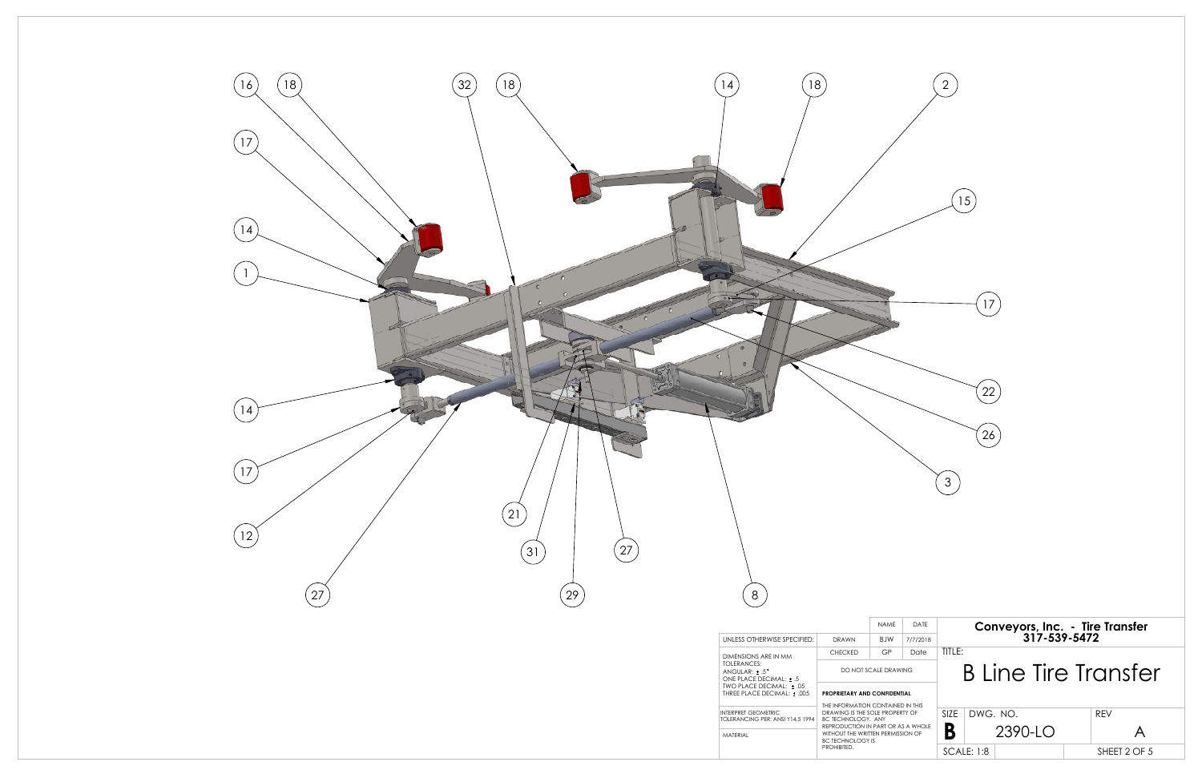16 18 32 18 14 18 2

17

15

14

1

17

22

14

26

17

3

12

21

31 27

27 29 8

| UNLESS OTHERWISE SPECIFIED: | | NAME | DATE | Conveyors, Inc. - Tire Transfer 317-539-5472 | | |
|---|---|---|---|---|---|---|
| DIMENSIONS ARE IN MM TOLERANCES: ANGULAR: ± .5° ONE PLACE DECIMAL: ± .5 TWO PLACE DECIMAL: ± .05 THREE PLACE DECIMAL: ± .005 | DRAWN | BJW | 7/7/2018 | TITLE: B Line Tire Transfer | | |
| | CHECKED | GP | Date | | | |
| | DO NOT SCALE DRAWING | | | | | |
| INTERPRET GEOMETRIC TOLERANCING PER: ANSI Y14.5 1994 | **PROPRIETARY AND CONFIDENTIAL** THE INFORMATION CONTAINED IN THIS DRAWING IS THE SOLE PROPERTY OF BC TECHNOLOGY. ANY REPRODUCTION IN PART OR AS A WHOLE WITHOUT THE WRITTEN PERMISSION OF BC TECHNOLOGY IS PROHIBITED. | | | SIZE **B** | DWG. NO. 2390-LO | REV A |
| MATERIAL | | | | SCALE: 1:8 | | SHEET 2 OF 5 |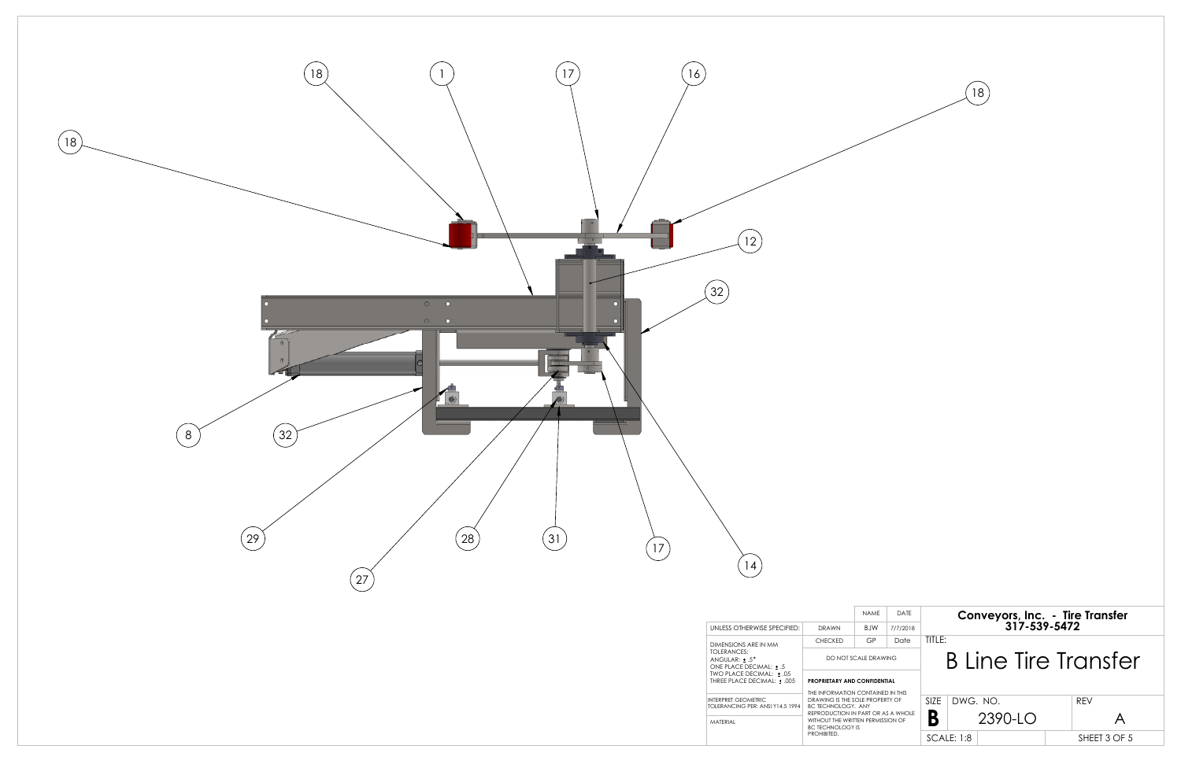18 1 17 16 18

18

12

32

8 32

29 28 31 17 14

27

| UNLESS OTHERWISE SPECIFIED: | | NAME | DATE |
|---|---|---|---|
| | DRAWN | BJW | 7/7/2018 |
| DIMENSIONS ARE IN MM | CHECKED | GP | Date |
| TOLERANCES: ANGULAR: ± .5° ONE PLACE DECIMAL: ± .5 TWO PLACE DECIMAL: ± .05 THREE PLACE DECIMAL: ± .005 | DO NOT SCALE DRAWING | | |
| INTERPRET GEOMETRIC TOLERANCING PER: ANSI Y14.5 1994 | **PROPRIETARY AND CONFIDENTIAL** THE INFORMATION CONTAINED IN THIS DRAWING IS THE SOLE PROPERTY OF BC TECHNOLOGY. ANY REPRODUCTION IN PART OR AS A WHOLE WITHOUT THE WRITTEN PERMISSION OF BC TECHNOLOGY IS PROHIBITED. | | |
| MATERIAL | | | |

**Conveyors, Inc. - Tire Transfer**
**317-539-5472**

TITLE:

# B Line Tire Transfer

| SIZE | DWG. NO. | REV |
|---|---|---|
| **B** | 2390-LO | A |
| SCALE: 1:8 | | SHEET 3 OF 5 |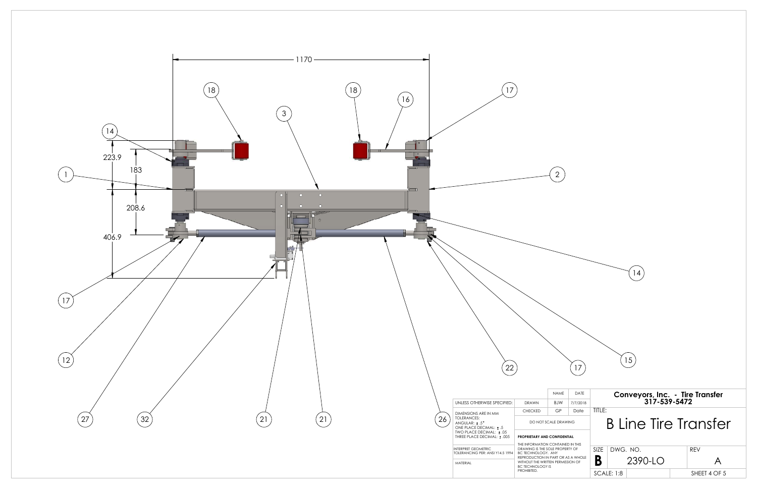1170

223.9

183

208.6

406.9

1, 2, 3, 12, 14, 14, 15, 16, 17, 17, 17, 18, 18, 21, 21, 22, 26, 27, 32

| UNLESS OTHERWISE SPECIFIED: | | NAME | DATE |
|---|---|---|---|
| | DRAWN | BJW | 7/7/2018 |
| DIMENSIONS ARE IN MM TOLERANCES: ANGULAR: ± .5° ONE PLACE DECIMAL: ± .5 TWO PLACE DECIMAL: ± .05 THREE PLACE DECIMAL: ± .005 | CHECKED | GP | Date |
| | DO NOT SCALE DRAWING | | |
| INTERPRET GEOMETRIC TOLERANCING PER: ANSI Y14.5 1994 | PROPRIETARY AND CONFIDENTIAL | | |
| MATERIAL | THE INFORMATION CONTAINED IN THIS DRAWING IS THE SOLE PROPERTY OF BC TECHNOLOGY. ANY REPRODUCTION IN PART OR AS A WHOLE WITHOUT THE WRITTEN PERMISSION OF BC TECHNOLOGY IS PROHIBITED. | | |

**Conveyors, Inc. - Tire Transfer**
**317-539-5472**

TITLE:

# B Line Tire Transfer

| SIZE | DWG. NO. | REV |
|---|---|---|
| **B** | 2390-LO | A |
| SCALE: 1:8 | | SHEET 4 OF 5 |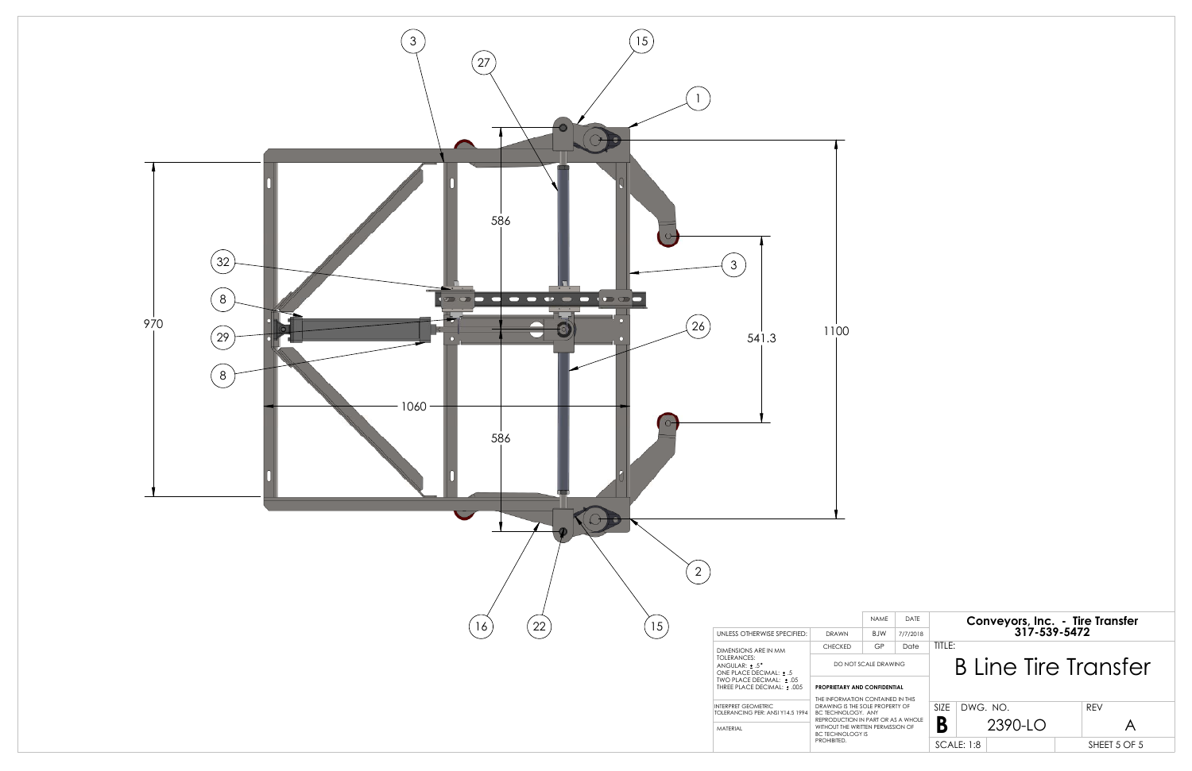3

15

27

1

586

3

32

8

970

29

26

541.3

1100

8

1060

586

2

16

22

15

| UNLESS OTHERWISE SPECIFIED: | | NAME | DATE | Conveyors, Inc. - Tire Transfer 317-539-5472 | | |
|---|---|---|---|---|---|---|
| DIMENSIONS ARE IN MM TOLERANCES: ANGULAR: ± .5° ONE PLACE DECIMAL: ± .5 TWO PLACE DECIMAL: ± .05 THREE PLACE DECIMAL: ± .005 | DRAWN | BJW | 7/7/2018 | TITLE: B Line Tire Transfer | | |
| | CHECKED | GP | Date | | | |
| | DO NOT SCALE DRAWING | | | | | |
| INTERPRET GEOMETRIC TOLERANCING PER: ANSI Y14.5 1994 | PROPRIETARY AND CONFIDENTIAL THE INFORMATION CONTAINED IN THIS DRAWING IS THE SOLE PROPERTY OF BC TECHNOLOGY. ANY REPRODUCTION IN PART OR AS A WHOLE WITHOUT THE WRITTEN PERMISSION OF BC TECHNOLOGY IS PROHIBITED. | | | SIZE **B** | DWG. NO. 2390-LO | REV A |
| MATERIAL | | | | SCALE: 1:8 | | SHEET 5 OF 5 |